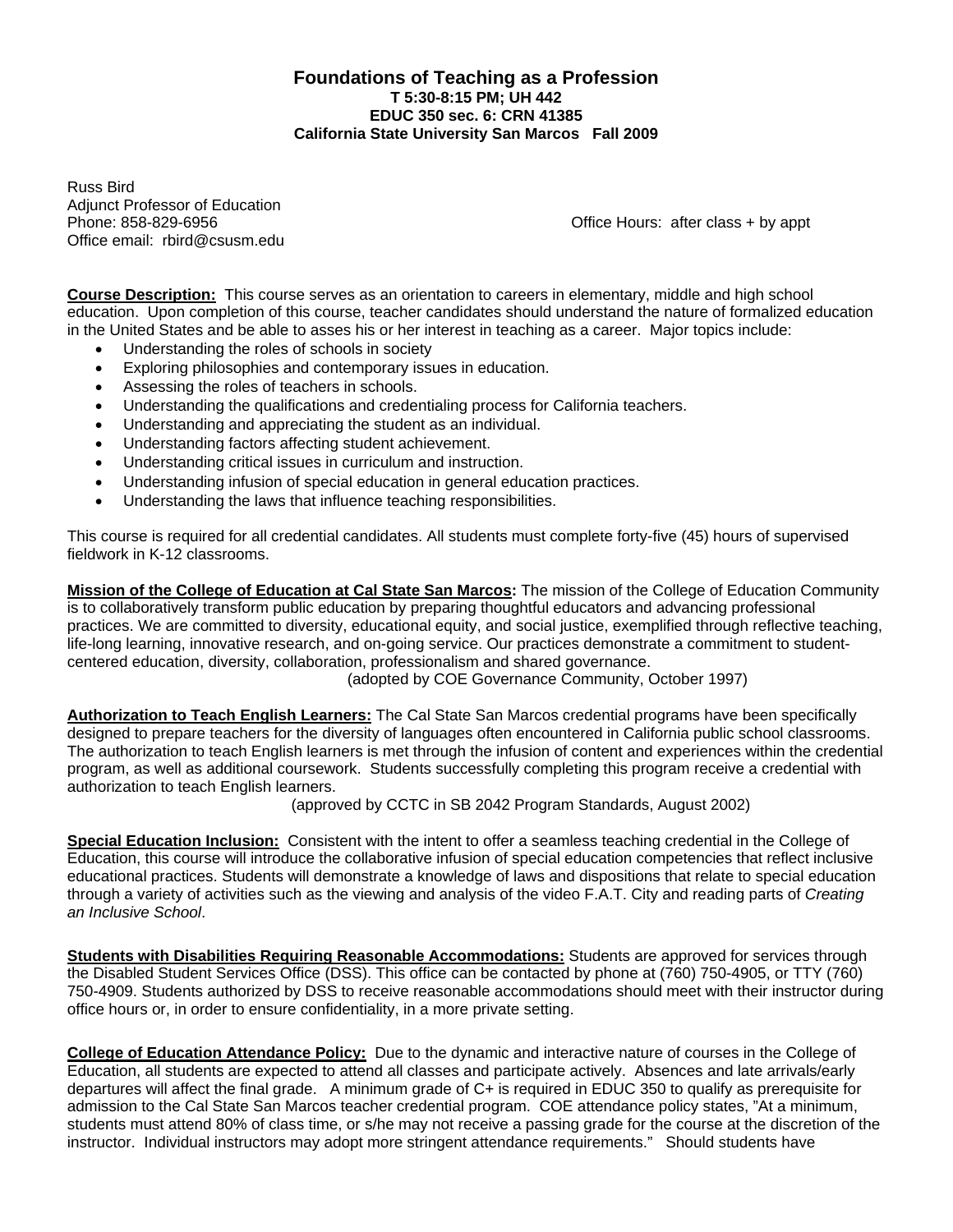# Foundations of Teaching as a Profession

**T 5:30-8:15 PM; UH 442**
**EDUC 350 sec. 6: CRN 41385**
**California State University San Marcos Fall 2009**

Russ Bird
Adjunct Professor of Education
Phone: 858-829-6956
Office email: rbird@csusm.edu

Office Hours: after class + by appt

**Course Description:** This course serves as an orientation to careers in elementary, middle and high school education. Upon completion of this course, teacher candidates should understand the nature of formalized education in the United States and be able to asses his or her interest in teaching as a career. Major topics include:

- Understanding the roles of schools in society
- Exploring philosophies and contemporary issues in education.
- Assessing the roles of teachers in schools.
- Understanding the qualifications and credentialing process for California teachers.
- Understanding and appreciating the student as an individual.
- Understanding factors affecting student achievement.
- Understanding critical issues in curriculum and instruction.
- Understanding infusion of special education in general education practices.
- Understanding the laws that influence teaching responsibilities.

This course is required for all credential candidates. All students must complete forty-five (45) hours of supervised fieldwork in K-12 classrooms.

**Mission of the College of Education at Cal State San Marcos:** The mission of the College of Education Community is to collaboratively transform public education by preparing thoughtful educators and advancing professional practices. We are committed to diversity, educational equity, and social justice, exemplified through reflective teaching, life-long learning, innovative research, and on-going service. Our practices demonstrate a commitment to student-centered education, diversity, collaboration, professionalism and shared governance.

(adopted by COE Governance Community, October 1997)

**Authorization to Teach English Learners:** The Cal State San Marcos credential programs have been specifically designed to prepare teachers for the diversity of languages often encountered in California public school classrooms. The authorization to teach English learners is met through the infusion of content and experiences within the credential program, as well as additional coursework. Students successfully completing this program receive a credential with authorization to teach English learners.

(approved by CCTC in SB 2042 Program Standards, August 2002)

**Special Education Inclusion:** Consistent with the intent to offer a seamless teaching credential in the College of Education, this course will introduce the collaborative infusion of special education competencies that reflect inclusive educational practices. Students will demonstrate a knowledge of laws and dispositions that relate to special education through a variety of activities such as the viewing and analysis of the video F.A.T. City and reading parts of *Creating an Inclusive School*.

**Students with Disabilities Requiring Reasonable Accommodations:** Students are approved for services through the Disabled Student Services Office (DSS). This office can be contacted by phone at (760) 750-4905, or TTY (760) 750-4909. Students authorized by DSS to receive reasonable accommodations should meet with their instructor during office hours or, in order to ensure confidentiality, in a more private setting.

**College of Education Attendance Policy:** Due to the dynamic and interactive nature of courses in the College of Education, all students are expected to attend all classes and participate actively. Absences and late arrivals/early departures will affect the final grade. A minimum grade of C+ is required in EDUC 350 to qualify as prerequisite for admission to the Cal State San Marcos teacher credential program. COE attendance policy states, "At a minimum, students must attend 80% of class time, or s/he may not receive a passing grade for the course at the discretion of the instructor. Individual instructors may adopt more stringent attendance requirements." Should students have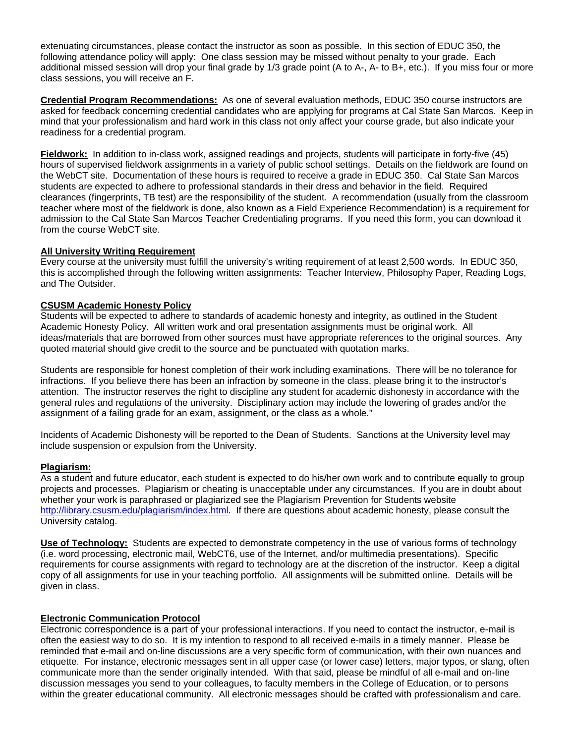extenuating circumstances, please contact the instructor as soon as possible. In this section of EDUC 350, the following attendance policy will apply: One class session may be missed without penalty to your grade. Each additional missed session will drop your final grade by 1/3 grade point (A to A-, A- to B+, etc.). If you miss four or more class sessions, you will receive an F.

**Credential Program Recommendations:** As one of several evaluation methods, EDUC 350 course instructors are asked for feedback concerning credential candidates who are applying for programs at Cal State San Marcos. Keep in mind that your professionalism and hard work in this class not only affect your course grade, but also indicate your readiness for a credential program.

**Fieldwork:** In addition to in-class work, assigned readings and projects, students will participate in forty-five (45) hours of supervised fieldwork assignments in a variety of public school settings. Details on the fieldwork are found on the WebCT site. Documentation of these hours is required to receive a grade in EDUC 350. Cal State San Marcos students are expected to adhere to professional standards in their dress and behavior in the field. Required clearances (fingerprints, TB test) are the responsibility of the student. A recommendation (usually from the classroom teacher where most of the fieldwork is done, also known as a Field Experience Recommendation) is a requirement for admission to the Cal State San Marcos Teacher Credentialing programs. If you need this form, you can download it from the course WebCT site.

**All University Writing Requirement**

Every course at the university must fulfill the university's writing requirement of at least 2,500 words. In EDUC 350, this is accomplished through the following written assignments: Teacher Interview, Philosophy Paper, Reading Logs, and The Outsider.

**CSUSM Academic Honesty Policy**

Students will be expected to adhere to standards of academic honesty and integrity, as outlined in the Student Academic Honesty Policy. All written work and oral presentation assignments must be original work. All ideas/materials that are borrowed from other sources must have appropriate references to the original sources. Any quoted material should give credit to the source and be punctuated with quotation marks.

Students are responsible for honest completion of their work including examinations. There will be no tolerance for infractions. If you believe there has been an infraction by someone in the class, please bring it to the instructor's attention. The instructor reserves the right to discipline any student for academic dishonesty in accordance with the general rules and regulations of the university. Disciplinary action may include the lowering of grades and/or the assignment of a failing grade for an exam, assignment, or the class as a whole."

Incidents of Academic Dishonesty will be reported to the Dean of Students. Sanctions at the University level may include suspension or expulsion from the University.

**Plagiarism:**

As a student and future educator, each student is expected to do his/her own work and to contribute equally to group projects and processes. Plagiarism or cheating is unacceptable under any circumstances. If you are in doubt about whether your work is paraphrased or plagiarized see the Plagiarism Prevention for Students website http://library.csusm.edu/plagiarism/index.html. If there are questions about academic honesty, please consult the University catalog.

**Use of Technology:** Students are expected to demonstrate competency in the use of various forms of technology (i.e. word processing, electronic mail, WebCT6, use of the Internet, and/or multimedia presentations). Specific requirements for course assignments with regard to technology are at the discretion of the instructor. Keep a digital copy of all assignments for use in your teaching portfolio. All assignments will be submitted online. Details will be given in class.

**Electronic Communication Protocol**

Electronic correspondence is a part of your professional interactions. If you need to contact the instructor, e-mail is often the easiest way to do so. It is my intention to respond to all received e-mails in a timely manner. Please be reminded that e-mail and on-line discussions are a very specific form of communication, with their own nuances and etiquette. For instance, electronic messages sent in all upper case (or lower case) letters, major typos, or slang, often communicate more than the sender originally intended. With that said, please be mindful of all e-mail and on-line discussion messages you send to your colleagues, to faculty members in the College of Education, or to persons within the greater educational community. All electronic messages should be crafted with professionalism and care.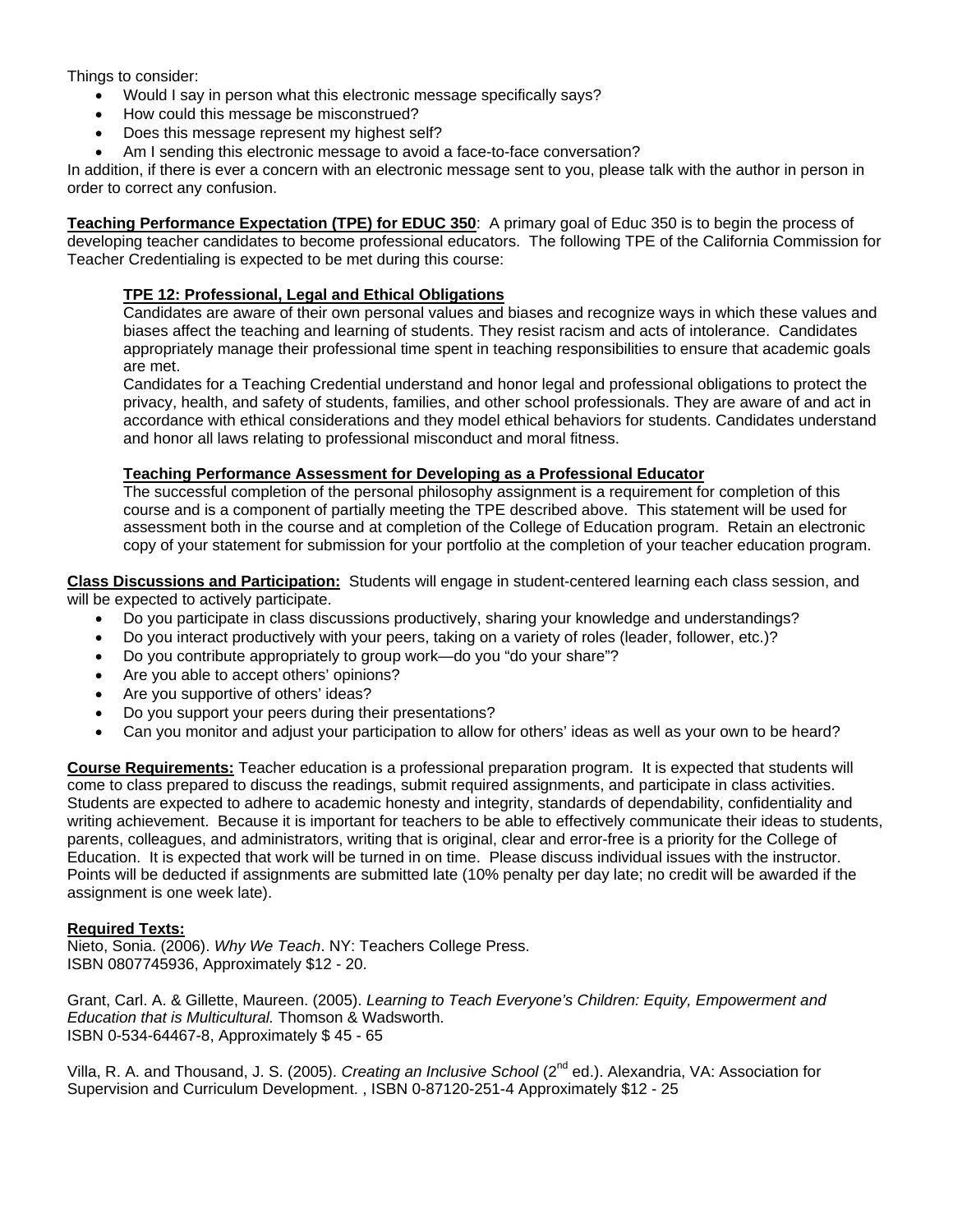Things to consider:

- Would I say in person what this electronic message specifically says?
- How could this message be misconstrued?
- Does this message represent my highest self?
- Am I sending this electronic message to avoid a face-to-face conversation?

In addition, if there is ever a concern with an electronic message sent to you, please talk with the author in person in order to correct any confusion.

**Teaching Performance Expectation (TPE) for EDUC 350**: A primary goal of Educ 350 is to begin the process of developing teacher candidates to become professional educators. The following TPE of the California Commission for Teacher Credentialing is expected to be met during this course:

**TPE 12: Professional, Legal and Ethical Obligations**

Candidates are aware of their own personal values and biases and recognize ways in which these values and biases affect the teaching and learning of students. They resist racism and acts of intolerance. Candidates appropriately manage their professional time spent in teaching responsibilities to ensure that academic goals are met.

Candidates for a Teaching Credential understand and honor legal and professional obligations to protect the privacy, health, and safety of students, families, and other school professionals. They are aware of and act in accordance with ethical considerations and they model ethical behaviors for students. Candidates understand and honor all laws relating to professional misconduct and moral fitness.

**Teaching Performance Assessment for Developing as a Professional Educator**

The successful completion of the personal philosophy assignment is a requirement for completion of this course and is a component of partially meeting the TPE described above. This statement will be used for assessment both in the course and at completion of the College of Education program. Retain an electronic copy of your statement for submission for your portfolio at the completion of your teacher education program.

**Class Discussions and Participation:** Students will engage in student-centered learning each class session, and will be expected to actively participate.

- Do you participate in class discussions productively, sharing your knowledge and understandings?
- Do you interact productively with your peers, taking on a variety of roles (leader, follower, etc.)?
- Do you contribute appropriately to group work—do you "do your share"?
- Are you able to accept others' opinions?
- Are you supportive of others' ideas?
- Do you support your peers during their presentations?
- Can you monitor and adjust your participation to allow for others' ideas as well as your own to be heard?

**Course Requirements:** Teacher education is a professional preparation program. It is expected that students will come to class prepared to discuss the readings, submit required assignments, and participate in class activities. Students are expected to adhere to academic honesty and integrity, standards of dependability, confidentiality and writing achievement. Because it is important for teachers to be able to effectively communicate their ideas to students, parents, colleagues, and administrators, writing that is original, clear and error-free is a priority for the College of Education. It is expected that work will be turned in on time. Please discuss individual issues with the instructor. Points will be deducted if assignments are submitted late (10% penalty per day late; no credit will be awarded if the assignment is one week late).

**Required Texts:**

Nieto, Sonia. (2006). *Why We Teach*. NY: Teachers College Press.
ISBN 0807745936, Approximately $12 - 20.

Grant, Carl. A. & Gillette, Maureen. (2005). *Learning to Teach Everyone's Children: Equity, Empowerment and Education that is Multicultural.* Thomson & Wadsworth.
ISBN 0-534-64467-8, Approximately $ 45 - 65

Villa, R. A. and Thousand, J. S. (2005). *Creating an Inclusive School* (2nd ed.). Alexandria, VA: Association for Supervision and Curriculum Development. , ISBN 0-87120-251-4 Approximately $12 - 25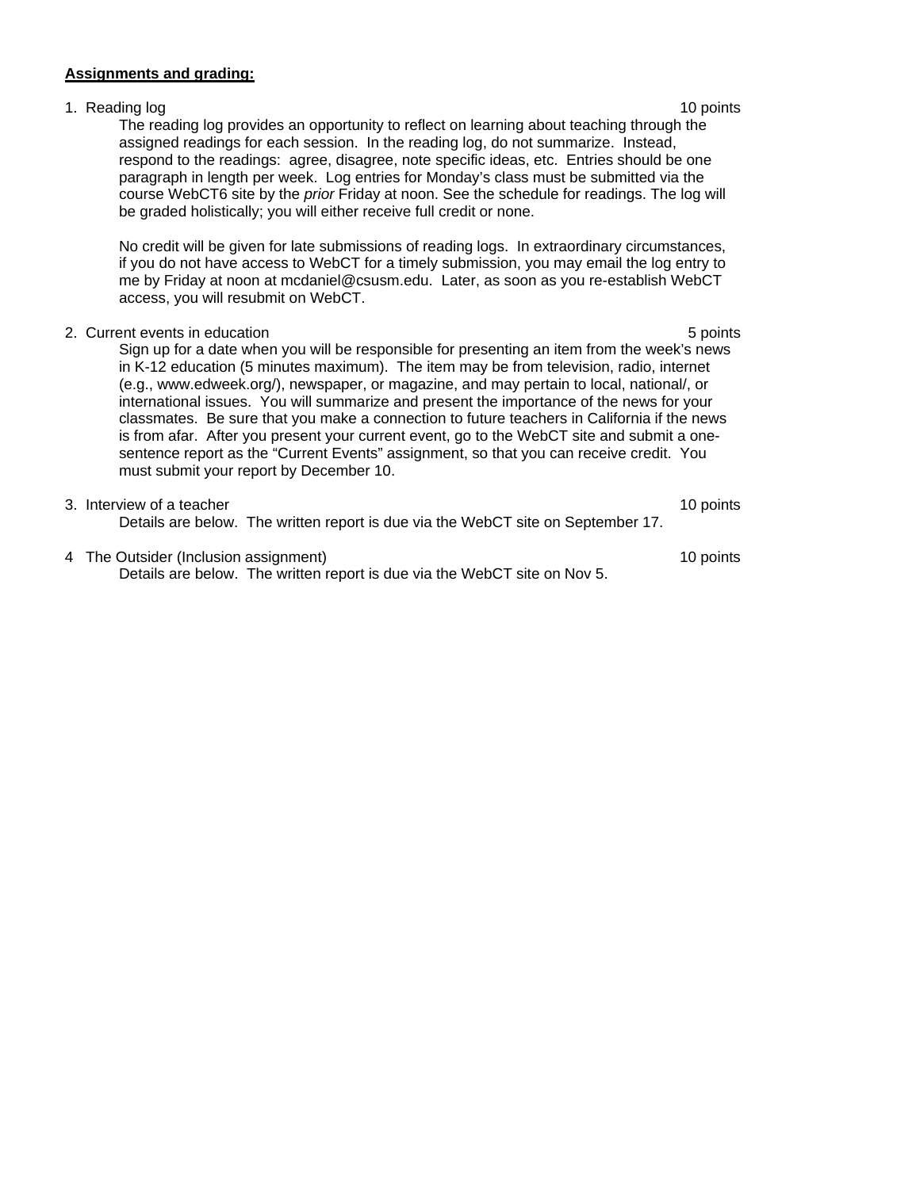**Assignments and grading:**

1. Reading log 10 points

   The reading log provides an opportunity to reflect on learning about teaching through the assigned readings for each session. In the reading log, do not summarize. Instead, respond to the readings: agree, disagree, note specific ideas, etc. Entries should be one paragraph in length per week. Log entries for Monday's class must be submitted via the course WebCT6 site by the *prior* Friday at noon. See the schedule for readings. The log will be graded holistically; you will either receive full credit or none.

   No credit will be given for late submissions of reading logs. In extraordinary circumstances, if you do not have access to WebCT for a timely submission, you may email the log entry to me by Friday at noon at mcdaniel@csusm.edu. Later, as soon as you re-establish WebCT access, you will resubmit on WebCT.

2. Current events in education 5 points

   Sign up for a date when you will be responsible for presenting an item from the week's news in K-12 education (5 minutes maximum). The item may be from television, radio, internet (e.g., www.edweek.org/), newspaper, or magazine, and may pertain to local, national/, or international issues. You will summarize and present the importance of the news for your classmates. Be sure that you make a connection to future teachers in California if the news is from afar. After you present your current event, go to the WebCT site and submit a one-sentence report as the "Current Events" assignment, so that you can receive credit. You must submit your report by December 10.

3. Interview of a teacher 10 points

   Details are below. The written report is due via the WebCT site on September 17.

4 The Outsider (Inclusion assignment) 10 points

   Details are below. The written report is due via the WebCT site on Nov 5.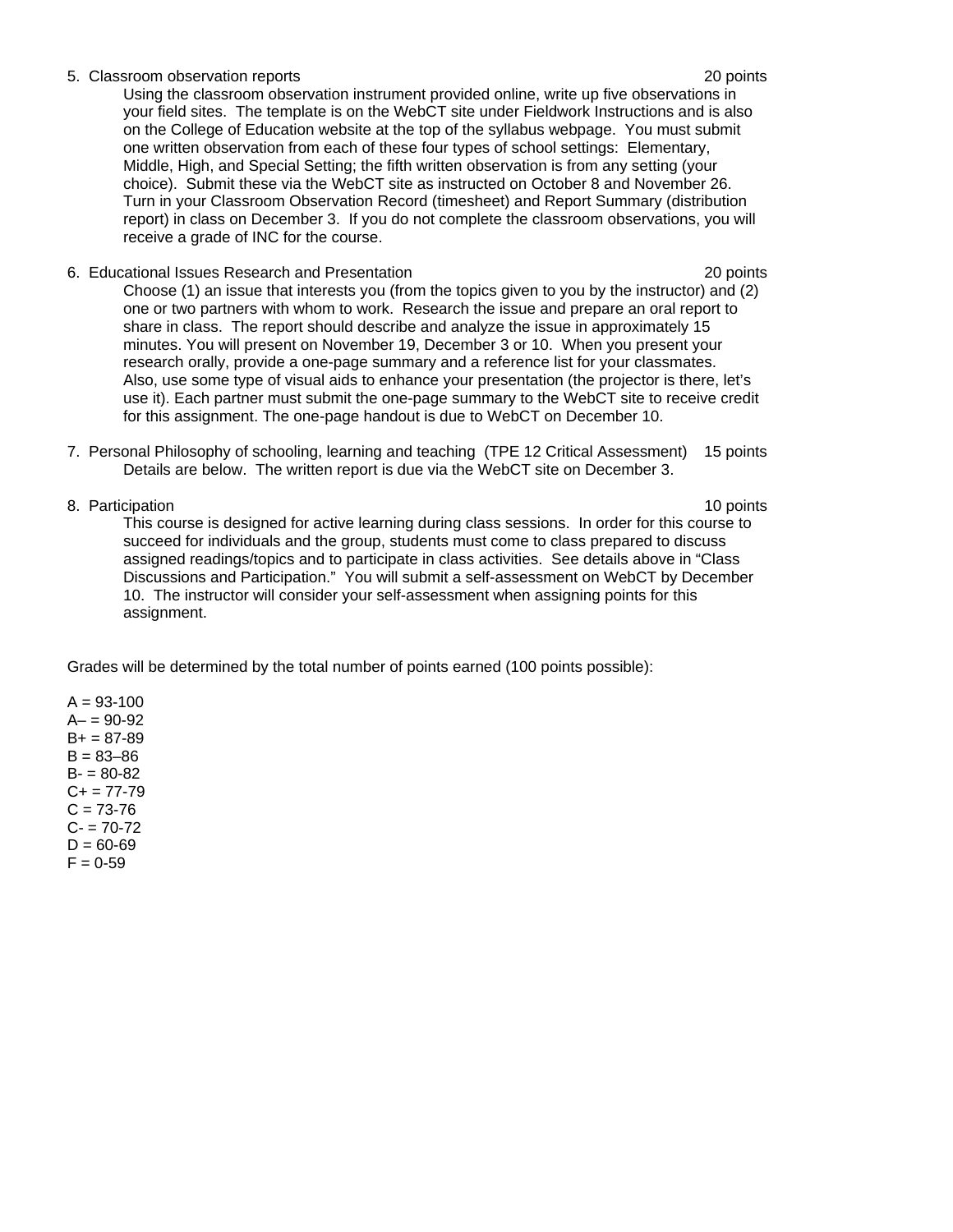5. Classroom observation reports 20 points

   Using the classroom observation instrument provided online, write up five observations in your field sites. The template is on the WebCT site under Fieldwork Instructions and is also on the College of Education website at the top of the syllabus webpage. You must submit one written observation from each of these four types of school settings: Elementary, Middle, High, and Special Setting; the fifth written observation is from any setting (your choice). Submit these via the WebCT site as instructed on October 8 and November 26. Turn in your Classroom Observation Record (timesheet) and Report Summary (distribution report) in class on December 3. If you do not complete the classroom observations, you will receive a grade of INC for the course.

6. Educational Issues Research and Presentation 20 points

   Choose (1) an issue that interests you (from the topics given to you by the instructor) and (2) one or two partners with whom to work. Research the issue and prepare an oral report to share in class. The report should describe and analyze the issue in approximately 15 minutes. You will present on November 19, December 3 or 10. When you present your research orally, provide a one-page summary and a reference list for your classmates. Also, use some type of visual aids to enhance your presentation (the projector is there, let's use it). Each partner must submit the one-page summary to the WebCT site to receive credit for this assignment. The one-page handout is due to WebCT on December 10.

7. Personal Philosophy of schooling, learning and teaching (TPE 12 Critical Assessment) 15 points

   Details are below. The written report is due via the WebCT site on December 3.

8. Participation 10 points

   This course is designed for active learning during class sessions. In order for this course to succeed for individuals and the group, students must come to class prepared to discuss assigned readings/topics and to participate in class activities. See details above in "Class Discussions and Participation." You will submit a self-assessment on WebCT by December 10. The instructor will consider your self-assessment when assigning points for this assignment.

Grades will be determined by the total number of points earned (100 points possible):

A = 93-100  
A– = 90-92  
B+ = 87-89  
B = 83–86  
B- = 80-82  
C+ = 77-79  
C = 73-76  
C- = 70-72  
D = 60-69  
F = 0-59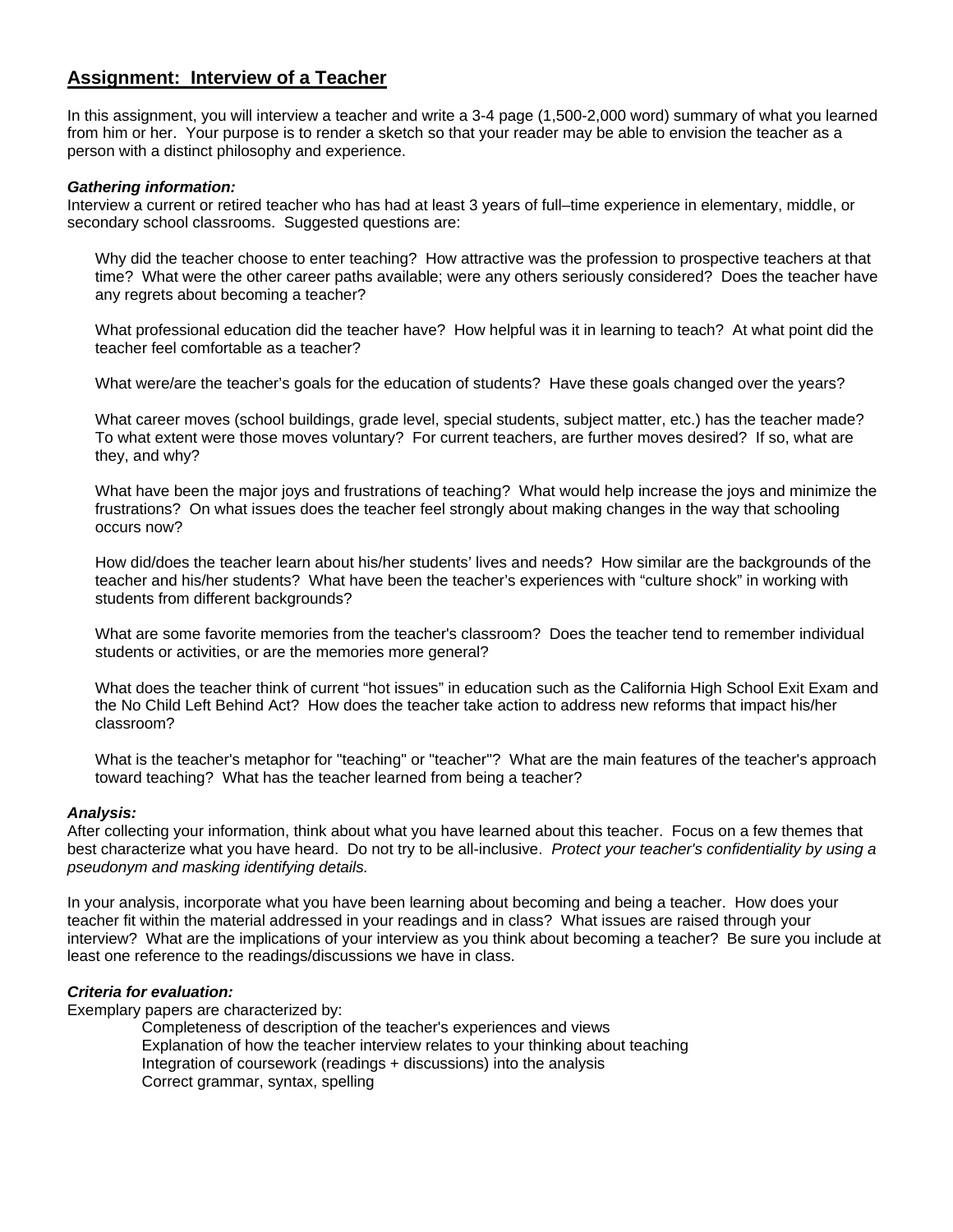## Assignment: Interview of a Teacher

In this assignment, you will interview a teacher and write a 3-4 page (1,500-2,000 word) summary of what you learned from him or her. Your purpose is to render a sketch so that your reader may be able to envision the teacher as a person with a distinct philosophy and experience.

***Gathering information:***
Interview a current or retired teacher who has had at least 3 years of full–time experience in elementary, middle, or secondary school classrooms. Suggested questions are:

> Why did the teacher choose to enter teaching? How attractive was the profession to prospective teachers at that time? What were the other career paths available; were any others seriously considered? Does the teacher have any regrets about becoming a teacher?
>
> What professional education did the teacher have? How helpful was it in learning to teach? At what point did the teacher feel comfortable as a teacher?
>
> What were/are the teacher's goals for the education of students? Have these goals changed over the years?
>
> What career moves (school buildings, grade level, special students, subject matter, etc.) has the teacher made? To what extent were those moves voluntary? For current teachers, are further moves desired? If so, what are they, and why?
>
> What have been the major joys and frustrations of teaching? What would help increase the joys and minimize the frustrations? On what issues does the teacher feel strongly about making changes in the way that schooling occurs now?
>
> How did/does the teacher learn about his/her students' lives and needs? How similar are the backgrounds of the teacher and his/her students? What have been the teacher's experiences with "culture shock" in working with students from different backgrounds?
>
> What are some favorite memories from the teacher's classroom? Does the teacher tend to remember individual students or activities, or are the memories more general?
>
> What does the teacher think of current "hot issues" in education such as the California High School Exit Exam and the No Child Left Behind Act? How does the teacher take action to address new reforms that impact his/her classroom?
>
> What is the teacher's metaphor for "teaching" or "teacher"? What are the main features of the teacher's approach toward teaching? What has the teacher learned from being a teacher?

***Analysis:***
After collecting your information, think about what you have learned about this teacher. Focus on a few themes that best characterize what you have heard. Do not try to be all-inclusive. *Protect your teacher's confidentiality by using a pseudonym and masking identifying details.*

In your analysis, incorporate what you have been learning about becoming and being a teacher. How does your teacher fit within the material addressed in your readings and in class? What issues are raised through your interview? What are the implications of your interview as you think about becoming a teacher? Be sure you include at least one reference to the readings/discussions we have in class.

***Criteria for evaluation:***
Exemplary papers are characterized by:

- Completeness of description of the teacher's experiences and views
- Explanation of how the teacher interview relates to your thinking about teaching
- Integration of coursework (readings + discussions) into the analysis
- Correct grammar, syntax, spelling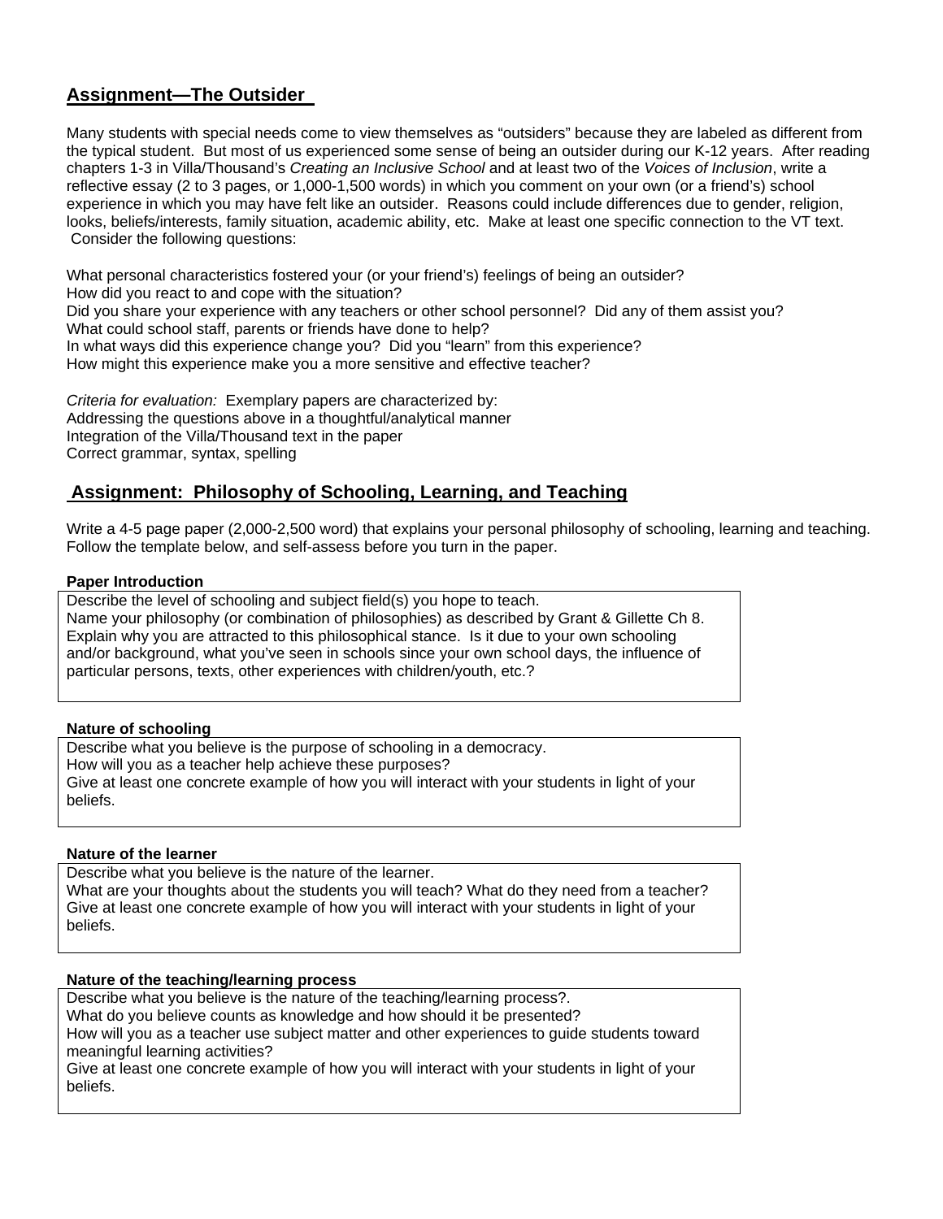## Assignment—The Outsider

Many students with special needs come to view themselves as "outsiders" because they are labeled as different from the typical student. But most of us experienced some sense of being an outsider during our K-12 years. After reading chapters 1-3 in Villa/Thousand's *Creating an Inclusive School* and at least two of the *Voices of Inclusion*, write a reflective essay (2 to 3 pages, or 1,000-1,500 words) in which you comment on your own (or a friend's) school experience in which you may have felt like an outsider. Reasons could include differences due to gender, religion, looks, beliefs/interests, family situation, academic ability, etc. Make at least one specific connection to the VT text. Consider the following questions:

What personal characteristics fostered your (or your friend's) feelings of being an outsider?
How did you react to and cope with the situation?
Did you share your experience with any teachers or other school personnel? Did any of them assist you?
What could school staff, parents or friends have done to help?
In what ways did this experience change you? Did you "learn" from this experience?
How might this experience make you a more sensitive and effective teacher?

*Criteria for evaluation:* Exemplary papers are characterized by:
Addressing the questions above in a thoughtful/analytical manner
Integration of the Villa/Thousand text in the paper
Correct grammar, syntax, spelling

## Assignment: Philosophy of Schooling, Learning, and Teaching

Write a 4-5 page paper (2,000-2,500 word) that explains your personal philosophy of schooling, learning and teaching. Follow the template below, and self-assess before you turn in the paper.

**Paper Introduction**

Describe the level of schooling and subject field(s) you hope to teach.
Name your philosophy (or combination of philosophies) as described by Grant & Gillette Ch 8.
Explain why you are attracted to this philosophical stance. Is it due to your own schooling and/or background, what you've seen in schools since your own school days, the influence of particular persons, texts, other experiences with children/youth, etc.?

**Nature of schooling**

Describe what you believe is the purpose of schooling in a democracy.
How will you as a teacher help achieve these purposes?
Give at least one concrete example of how you will interact with your students in light of your beliefs.

**Nature of the learner**

Describe what you believe is the nature of the learner.
What are your thoughts about the students you will teach? What do they need from a teacher?
Give at least one concrete example of how you will interact with your students in light of your beliefs.

**Nature of the teaching/learning process**

Describe what you believe is the nature of the teaching/learning process?.
What do you believe counts as knowledge and how should it be presented?
How will you as a teacher use subject matter and other experiences to guide students toward meaningful learning activities?
Give at least one concrete example of how you will interact with your students in light of your beliefs.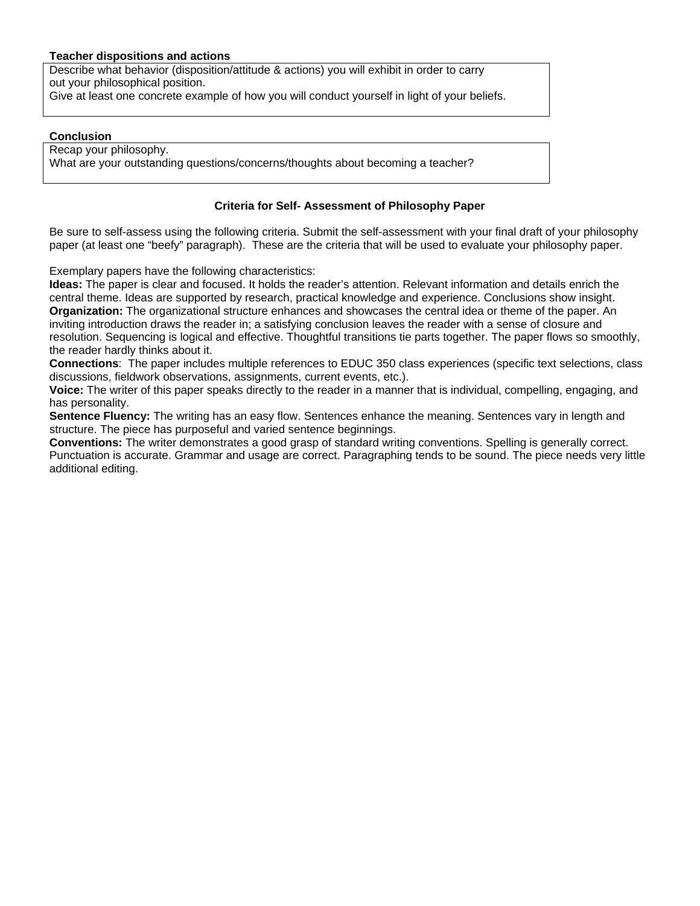**Teacher dispositions and actions**

| Describe what behavior (disposition/attitude & actions) you will exhibit in order to carry out your philosophical position.<br>Give at least one concrete example of how you will conduct yourself in light of your beliefs. |
|---|

**Conclusion**

| Recap your philosophy.<br>What are your outstanding questions/concerns/thoughts about becoming a teacher? |
|---|

### Criteria for Self- Assessment of Philosophy Paper

Be sure to self-assess using the following criteria. Submit the self-assessment with your final draft of your philosophy paper (at least one “beefy” paragraph). These are the criteria that will be used to evaluate your philosophy paper.

Exemplary papers have the following characteristics:

**Ideas:** The paper is clear and focused. It holds the reader’s attention. Relevant information and details enrich the central theme. Ideas are supported by research, practical knowledge and experience. Conclusions show insight.

**Organization:** The organizational structure enhances and showcases the central idea or theme of the paper. An inviting introduction draws the reader in; a satisfying conclusion leaves the reader with a sense of closure and resolution. Sequencing is logical and effective. Thoughtful transitions tie parts together. The paper flows so smoothly, the reader hardly thinks about it.

**Connections**: The paper includes multiple references to EDUC 350 class experiences (specific text selections, class discussions, fieldwork observations, assignments, current events, etc.).

**Voice:** The writer of this paper speaks directly to the reader in a manner that is individual, compelling, engaging, and has personality.

**Sentence Fluency:** The writing has an easy flow. Sentences enhance the meaning. Sentences vary in length and structure. The piece has purposeful and varied sentence beginnings.

**Conventions:** The writer demonstrates a good grasp of standard writing conventions. Spelling is generally correct. Punctuation is accurate. Grammar and usage are correct. Paragraphing tends to be sound. The piece needs very little additional editing.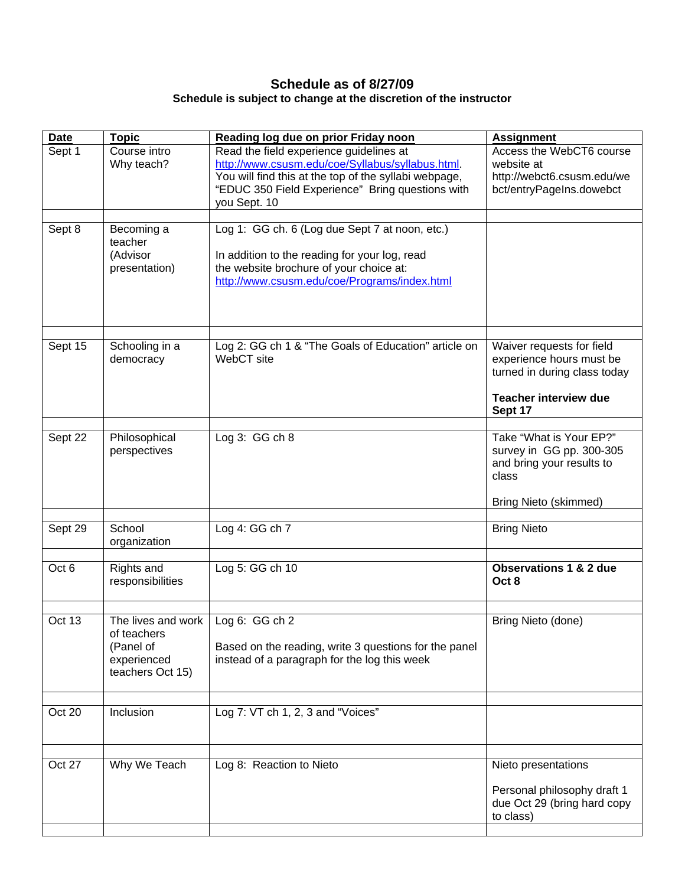# Schedule as of 8/27/09

**Schedule is subject to change at the discretion of the instructor**

| Date | Topic | Reading log due on prior Friday noon | Assignment |
|---|---|---|---|
| Sept 1 | Course intro<br>Why teach? | Read the field experience guidelines at http://www.csusm.edu/coe/Syllabus/syllabus.html. You will find this at the top of the syllabi webpage, "EDUC 350 Field Experience" Bring questions with you Sept. 10 | Access the WebCT6 course website at http://webct6.csusm.edu/webct/entryPageIns.dowebct |
| | | | |
| Sept 8 | Becoming a teacher<br>(Advisor presentation) | Log 1: GG ch. 6 (Log due Sept 7 at noon, etc.)<br><br>In addition to the reading for your log, read the website brochure of your choice at: http://www.csusm.edu/coe/Programs/index.html | |
| | | | |
| Sept 15 | Schooling in a democracy | Log 2: GG ch 1 & "The Goals of Education" article on WebCT site | Waiver requests for field experience hours must be turned in during class today<br><br>**Teacher interview due Sept 17** |
| | | | |
| Sept 22 | Philosophical perspectives | Log 3: GG ch 8 | Take "What is Your EP?" survey in GG pp. 300-305 and bring your results to class<br><br>Bring Nieto (skimmed) |
| | | | |
| Sept 29 | School organization | Log 4: GG ch 7 | Bring Nieto |
| | | | |
| Oct 6 | Rights and responsibilities | Log 5: GG ch 10 | **Observations 1 & 2 due Oct 8** |
| | | | |
| Oct 13 | The lives and work of teachers<br>(Panel of experienced teachers Oct 15) | Log 6: GG ch 2<br><br>Based on the reading, write 3 questions for the panel instead of a paragraph for the log this week | Bring Nieto (done) |
| | | | |
| Oct 20 | Inclusion | Log 7: VT ch 1, 2, 3 and "Voices" | |
| | | | |
| Oct 27 | Why We Teach | Log 8: Reaction to Nieto | Nieto presentations<br><br>Personal philosophy draft 1 due Oct 29 (bring hard copy to class) |
| | | | |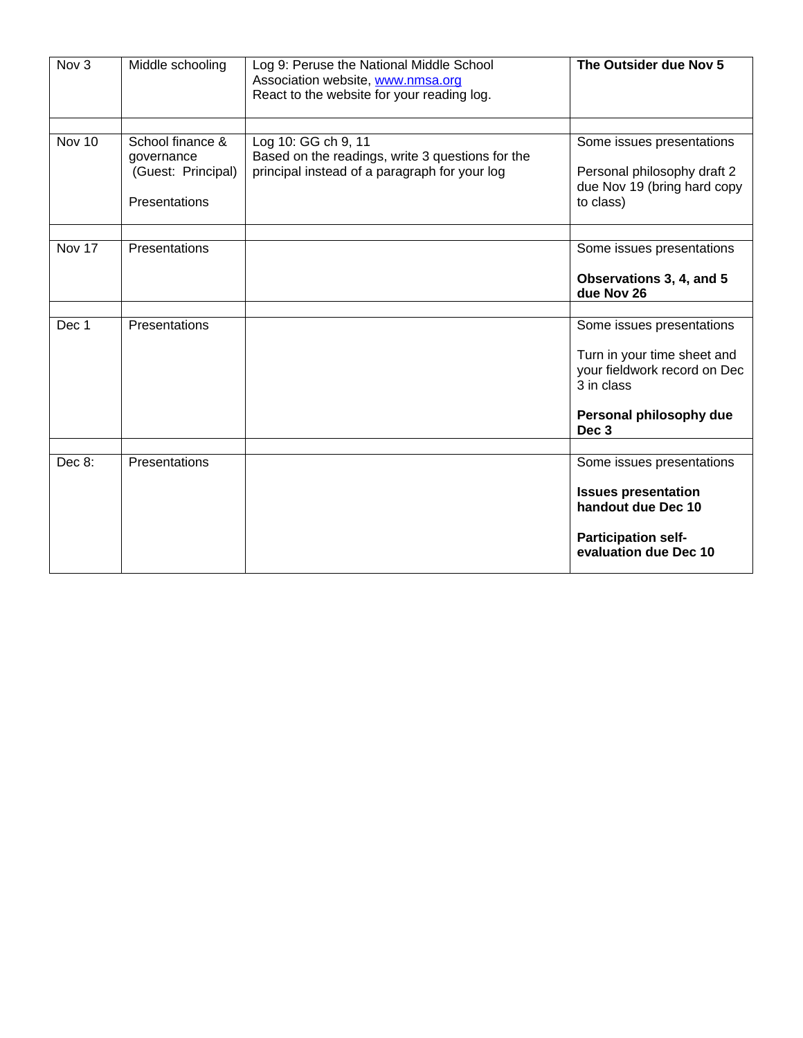| | | | |
|---|---|---|---|
| Nov 3 | Middle schooling | Log 9: Peruse the National Middle School Association website, www.nmsa.org<br>React to the website for your reading log. | **The Outsider due Nov 5** |
| | | | |
| Nov 10 | School finance & governance<br>(Guest: Principal)<br><br>Presentations | Log 10: GG ch 9, 11<br>Based on the readings, write 3 questions for the principal instead of a paragraph for your log | Some issues presentations<br><br>Personal philosophy draft 2 due Nov 19 (bring hard copy to class) |
| | | | |
| Nov 17 | Presentations | | Some issues presentations<br><br>**Observations 3, 4, and 5 due Nov 26** |
| | | | |
| Dec 1 | Presentations | | Some issues presentations<br><br>Turn in your time sheet and your fieldwork record on Dec 3 in class<br><br>**Personal philosophy due Dec 3** |
| | | | |
| Dec 8: | Presentations | | Some issues presentations<br><br>**Issues presentation handout due Dec 10**<br><br>**Participation self-evaluation due Dec 10** |